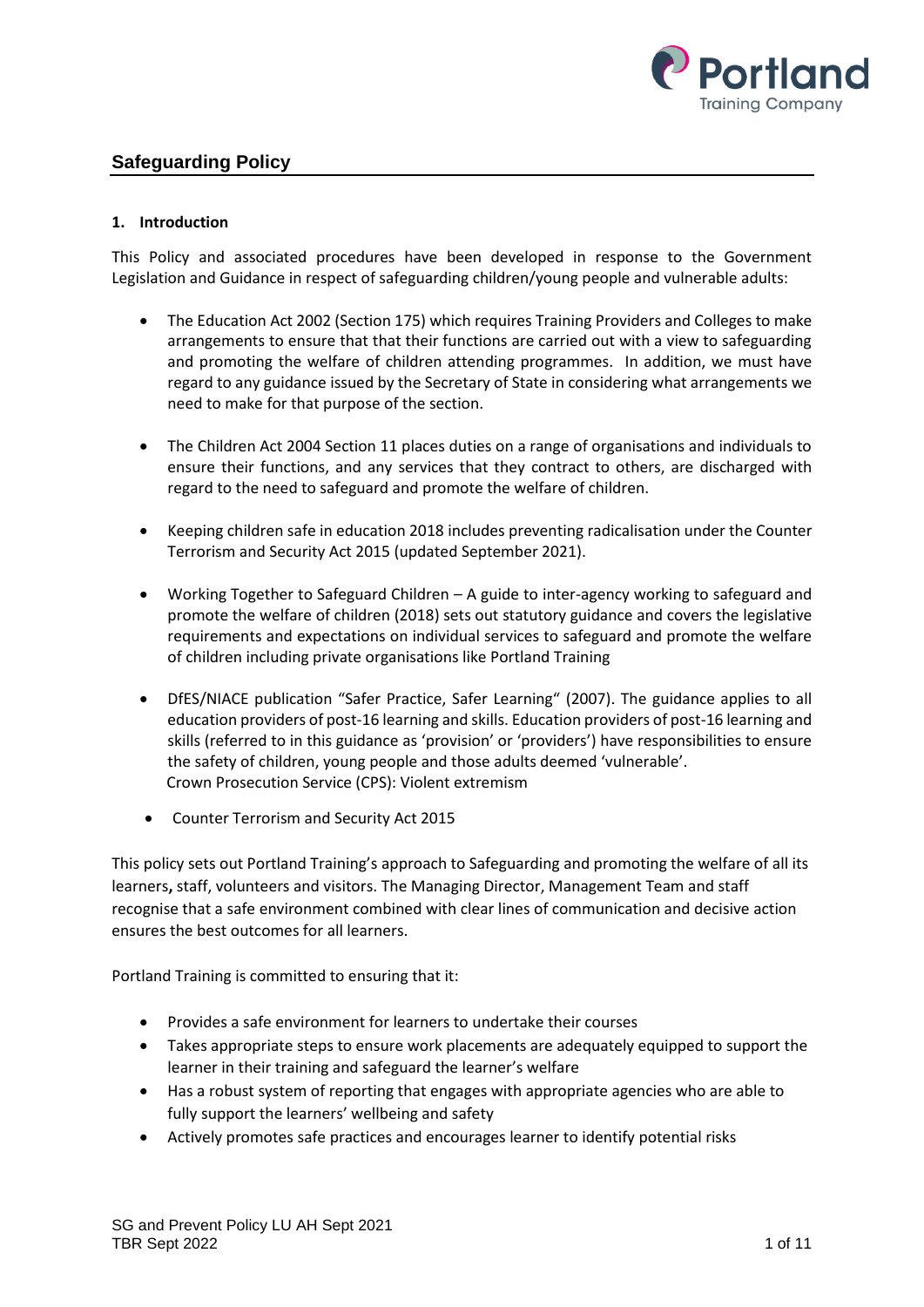## Safeguarding Policy

### 1. Introduction

This Policy and associated procedures have been developed in response to the Government Legislation and Guidance in respect of safeguarding children/young people and vulnerable adults:

- The Education Act 2002 (Section 175) which requires Training Providers and Colleges to make arrangements to ensure that that their functions are carried out with a view to safeguarding and promoting the welfare of children attending programmes. In addition, we must have regard to any guidance issued by the Secretary of State in considering what arrangements we need to make for that purpose of the section.

- The Children Act 2004 Section 11 places duties on a range of organisations and individuals to ensure their functions, and any services that they contract to others, are discharged with regard to the need to safeguard and promote the welfare of children.

- Keeping children safe in education 2018 includes preventing radicalisation under the Counter Terrorism and Security Act 2015 (updated September 2021).

- Working Together to Safeguard Children – A guide to inter-agency working to safeguard and promote the welfare of children (2018) sets out statutory guidance and covers the legislative requirements and expectations on individual services to safeguard and promote the welfare of children including private organisations like Portland Training

- DfES/NIACE publication "Safer Practice, Safer Learning" (2007). The guidance applies to all education providers of post-16 learning and skills. Education providers of post-16 learning and skills (referred to in this guidance as 'provision' or 'providers') have responsibilities to ensure the safety of children, young people and those adults deemed 'vulnerable'.
  Crown Prosecution Service (CPS): Violent extremism

- Counter Terrorism and Security Act 2015

This policy sets out Portland Training's approach to Safeguarding and promoting the welfare of all its learners**,** staff, volunteers and visitors. The Managing Director, Management Team and staff recognise that a safe environment combined with clear lines of communication and decisive action ensures the best outcomes for all learners.

Portland Training is committed to ensuring that it:

- Provides a safe environment for learners to undertake their courses
- Takes appropriate steps to ensure work placements are adequately equipped to support the learner in their training and safeguard the learner's welfare
- Has a robust system of reporting that engages with appropriate agencies who are able to fully support the learners' wellbeing and safety
- Actively promotes safe practices and encourages learner to identify potential risks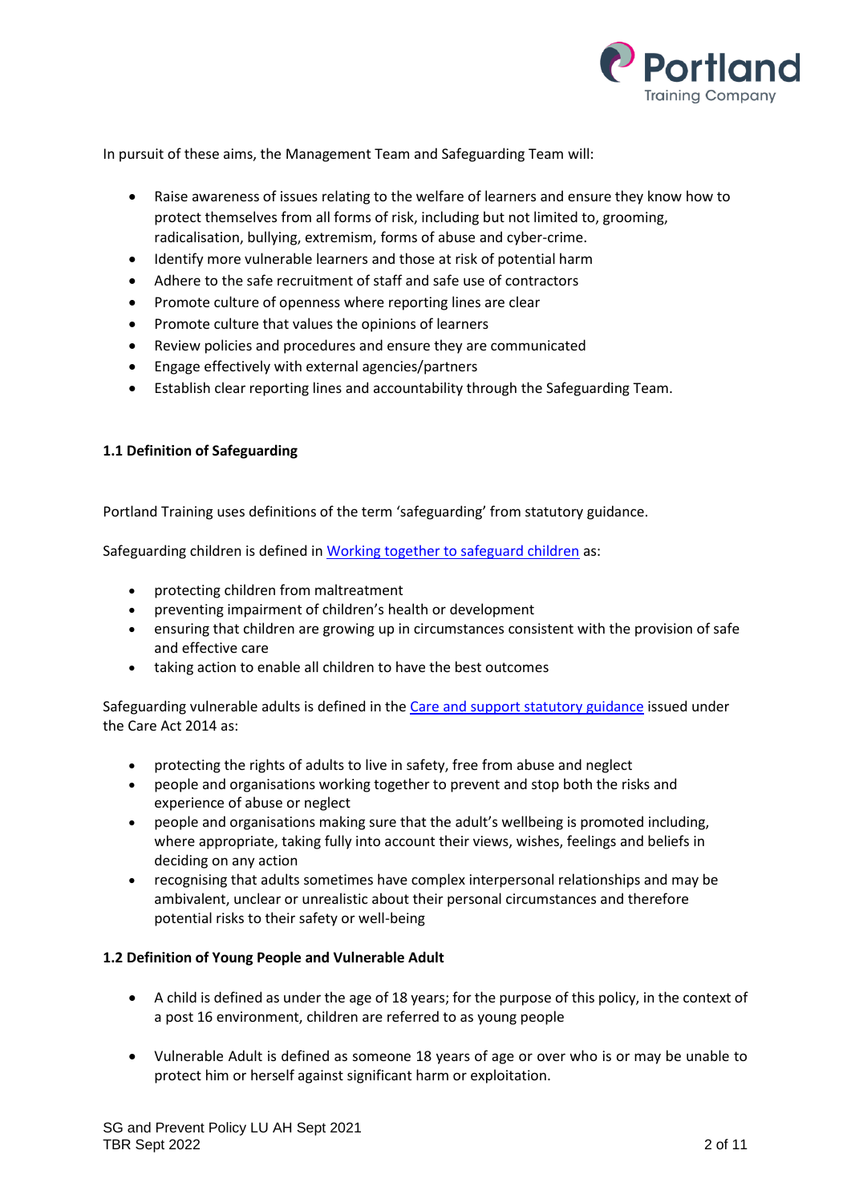In pursuit of these aims, the Management Team and Safeguarding Team will:

- Raise awareness of issues relating to the welfare of learners and ensure they know how to protect themselves from all forms of risk, including but not limited to, grooming, radicalisation, bullying, extremism, forms of abuse and cyber-crime.
- Identify more vulnerable learners and those at risk of potential harm
- Adhere to the safe recruitment of staff and safe use of contractors
- Promote culture of openness where reporting lines are clear
- Promote culture that values the opinions of learners
- Review policies and procedures and ensure they are communicated
- Engage effectively with external agencies/partners
- Establish clear reporting lines and accountability through the Safeguarding Team.

**1.1 Definition of Safeguarding**

Portland Training uses definitions of the term 'safeguarding' from statutory guidance.

Safeguarding children is defined in Working together to safeguard children as:

- protecting children from maltreatment
- preventing impairment of children's health or development
- ensuring that children are growing up in circumstances consistent with the provision of safe and effective care
- taking action to enable all children to have the best outcomes

Safeguarding vulnerable adults is defined in the Care and support statutory guidance issued under the Care Act 2014 as:

- protecting the rights of adults to live in safety, free from abuse and neglect
- people and organisations working together to prevent and stop both the risks and experience of abuse or neglect
- people and organisations making sure that the adult's wellbeing is promoted including, where appropriate, taking fully into account their views, wishes, feelings and beliefs in deciding on any action
- recognising that adults sometimes have complex interpersonal relationships and may be ambivalent, unclear or unrealistic about their personal circumstances and therefore potential risks to their safety or well-being

**1.2 Definition of Young People and Vulnerable Adult**

- A child is defined as under the age of 18 years; for the purpose of this policy, in the context of a post 16 environment, children are referred to as young people

- Vulnerable Adult is defined as someone 18 years of age or over who is or may be unable to protect him or herself against significant harm or exploitation.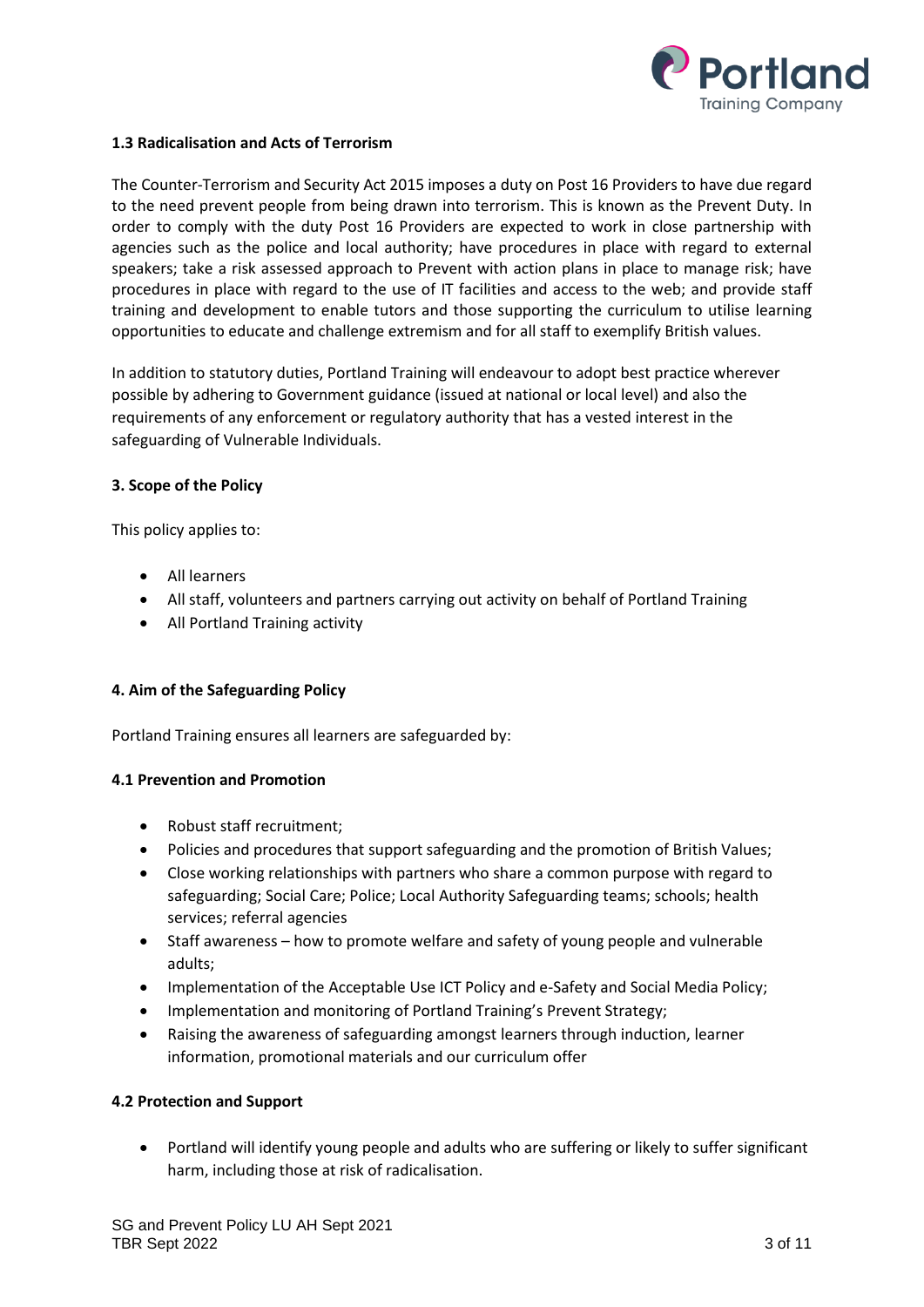### 1.3 Radicalisation and Acts of Terrorism

The Counter-Terrorism and Security Act 2015 imposes a duty on Post 16 Providers to have due regard to the need prevent people from being drawn into terrorism. This is known as the Prevent Duty. In order to comply with the duty Post 16 Providers are expected to work in close partnership with agencies such as the police and local authority; have procedures in place with regard to external speakers; take a risk assessed approach to Prevent with action plans in place to manage risk; have procedures in place with regard to the use of IT facilities and access to the web; and provide staff training and development to enable tutors and those supporting the curriculum to utilise learning opportunities to educate and challenge extremism and for all staff to exemplify British values.

In addition to statutory duties, Portland Training will endeavour to adopt best practice wherever possible by adhering to Government guidance (issued at national or local level) and also the requirements of any enforcement or regulatory authority that has a vested interest in the safeguarding of Vulnerable Individuals.

## 3. Scope of the Policy

This policy applies to:

- All learners
- All staff, volunteers and partners carrying out activity on behalf of Portland Training
- All Portland Training activity

## 4. Aim of the Safeguarding Policy

Portland Training ensures all learners are safeguarded by:

### 4.1 Prevention and Promotion

- Robust staff recruitment;
- Policies and procedures that support safeguarding and the promotion of British Values;
- Close working relationships with partners who share a common purpose with regard to safeguarding; Social Care; Police; Local Authority Safeguarding teams; schools; health services; referral agencies
- Staff awareness – how to promote welfare and safety of young people and vulnerable adults;
- Implementation of the Acceptable Use ICT Policy and e-Safety and Social Media Policy;
- Implementation and monitoring of Portland Training's Prevent Strategy;
- Raising the awareness of safeguarding amongst learners through induction, learner information, promotional materials and our curriculum offer

### 4.2 Protection and Support

- Portland will identify young people and adults who are suffering or likely to suffer significant harm, including those at risk of radicalisation.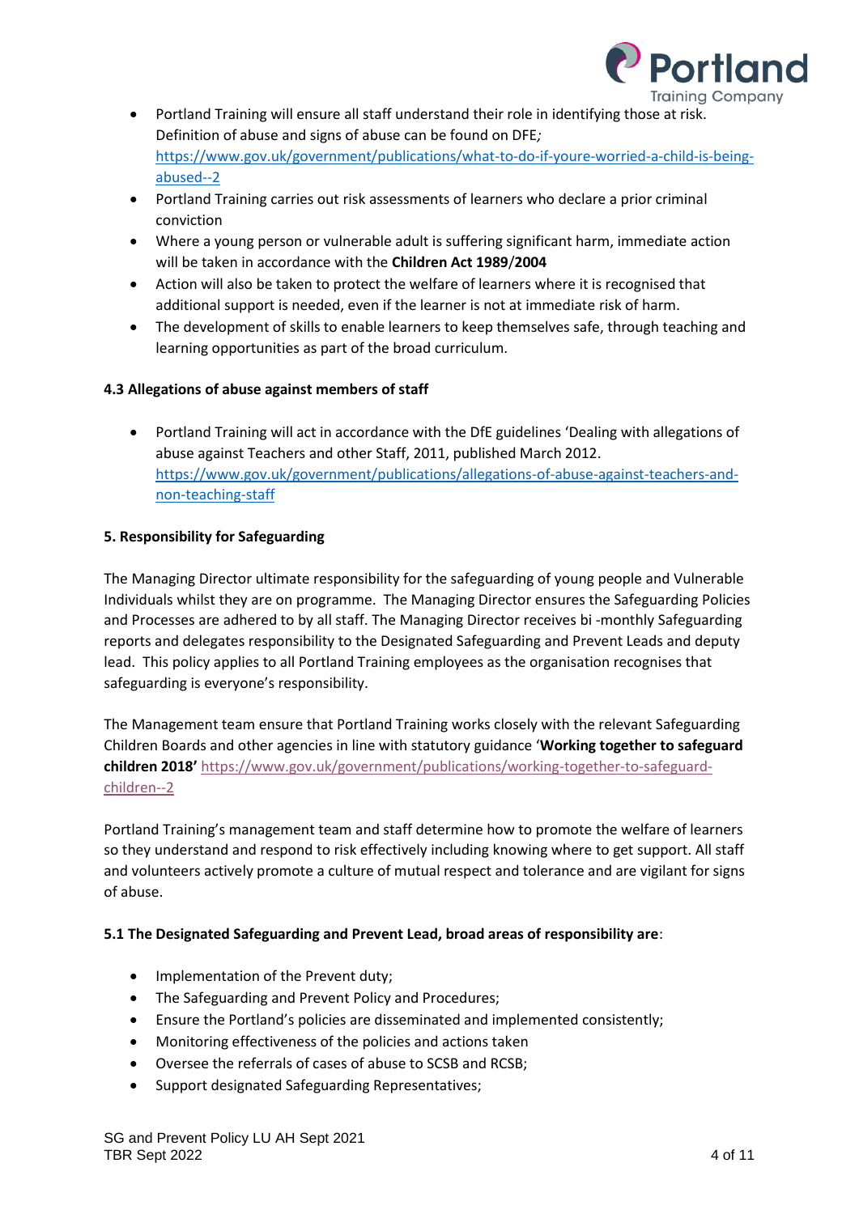- Portland Training will ensure all staff understand their role in identifying those at risk. Definition of abuse and signs of abuse can be found on DFE*;* https://www.gov.uk/government/publications/what-to-do-if-youre-worried-a-child-is-being-abused--2
- Portland Training carries out risk assessments of learners who declare a prior criminal conviction
- Where a young person or vulnerable adult is suffering significant harm, immediate action will be taken in accordance with the **Children Act 1989**/**2004**
- Action will also be taken to protect the welfare of learners where it is recognised that additional support is needed, even if the learner is not at immediate risk of harm.
- The development of skills to enable learners to keep themselves safe, through teaching and learning opportunities as part of the broad curriculum.

**4.3 Allegations of abuse against members of staff**

- Portland Training will act in accordance with the DfE guidelines 'Dealing with allegations of abuse against Teachers and other Staff, 2011, published March 2012. https://www.gov.uk/government/publications/allegations-of-abuse-against-teachers-and-non-teaching-staff

**5. Responsibility for Safeguarding**

The Managing Director ultimate responsibility for the safeguarding of young people and Vulnerable Individuals whilst they are on programme. The Managing Director ensures the Safeguarding Policies and Processes are adhered to by all staff. The Managing Director receives bi -monthly Safeguarding reports and delegates responsibility to the Designated Safeguarding and Prevent Leads and deputy lead. This policy applies to all Portland Training employees as the organisation recognises that safeguarding is everyone's responsibility.

The Management team ensure that Portland Training works closely with the relevant Safeguarding Children Boards and other agencies in line with statutory guidance '**Working together to safeguard children 2018'** https://www.gov.uk/government/publications/working-together-to-safeguard-children--2

Portland Training's management team and staff determine how to promote the welfare of learners so they understand and respond to risk effectively including knowing where to get support. All staff and volunteers actively promote a culture of mutual respect and tolerance and are vigilant for signs of abuse.

**5.1 The Designated Safeguarding and Prevent Lead, broad areas of responsibility are**:

- Implementation of the Prevent duty;
- The Safeguarding and Prevent Policy and Procedures;
- Ensure the Portland's policies are disseminated and implemented consistently;
- Monitoring effectiveness of the policies and actions taken
- Oversee the referrals of cases of abuse to SCSB and RCSB;
- Support designated Safeguarding Representatives;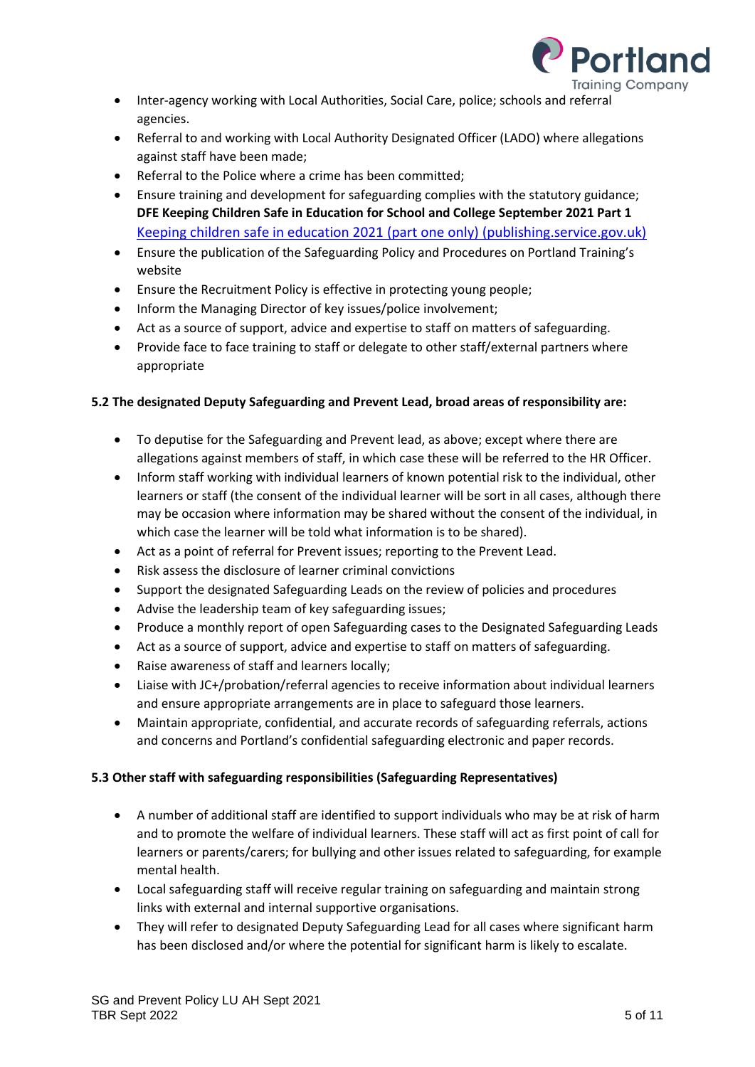- Inter-agency working with Local Authorities, Social Care, police; schools and referral agencies.
- Referral to and working with Local Authority Designated Officer (LADO) where allegations against staff have been made;
- Referral to the Police where a crime has been committed;
- Ensure training and development for safeguarding complies with the statutory guidance; **DFE Keeping Children Safe in Education for School and College September 2021 Part 1** [Keeping children safe in education 2021 (part one only) (publishing.service.gov.uk)]
- Ensure the publication of the Safeguarding Policy and Procedures on Portland Training's website
- Ensure the Recruitment Policy is effective in protecting young people;
- Inform the Managing Director of key issues/police involvement;
- Act as a source of support, advice and expertise to staff on matters of safeguarding.
- Provide face to face training to staff or delegate to other staff/external partners where appropriate

**5.2 The designated Deputy Safeguarding and Prevent Lead, broad areas of responsibility are:**

- To deputise for the Safeguarding and Prevent lead, as above; except where there are allegations against members of staff, in which case these will be referred to the HR Officer.
- Inform staff working with individual learners of known potential risk to the individual, other learners or staff (the consent of the individual learner will be sort in all cases, although there may be occasion where information may be shared without the consent of the individual, in which case the learner will be told what information is to be shared).
- Act as a point of referral for Prevent issues; reporting to the Prevent Lead.
- Risk assess the disclosure of learner criminal convictions
- Support the designated Safeguarding Leads on the review of policies and procedures
- Advise the leadership team of key safeguarding issues;
- Produce a monthly report of open Safeguarding cases to the Designated Safeguarding Leads
- Act as a source of support, advice and expertise to staff on matters of safeguarding.
- Raise awareness of staff and learners locally;
- Liaise with JC+/probation/referral agencies to receive information about individual learners and ensure appropriate arrangements are in place to safeguard those learners.
- Maintain appropriate, confidential, and accurate records of safeguarding referrals, actions and concerns and Portland's confidential safeguarding electronic and paper records.

**5.3 Other staff with safeguarding responsibilities (Safeguarding Representatives)**

- A number of additional staff are identified to support individuals who may be at risk of harm and to promote the welfare of individual learners. These staff will act as first point of call for learners or parents/carers; for bullying and other issues related to safeguarding, for example mental health.
- Local safeguarding staff will receive regular training on safeguarding and maintain strong links with external and internal supportive organisations.
- They will refer to designated Deputy Safeguarding Lead for all cases where significant harm has been disclosed and/or where the potential for significant harm is likely to escalate.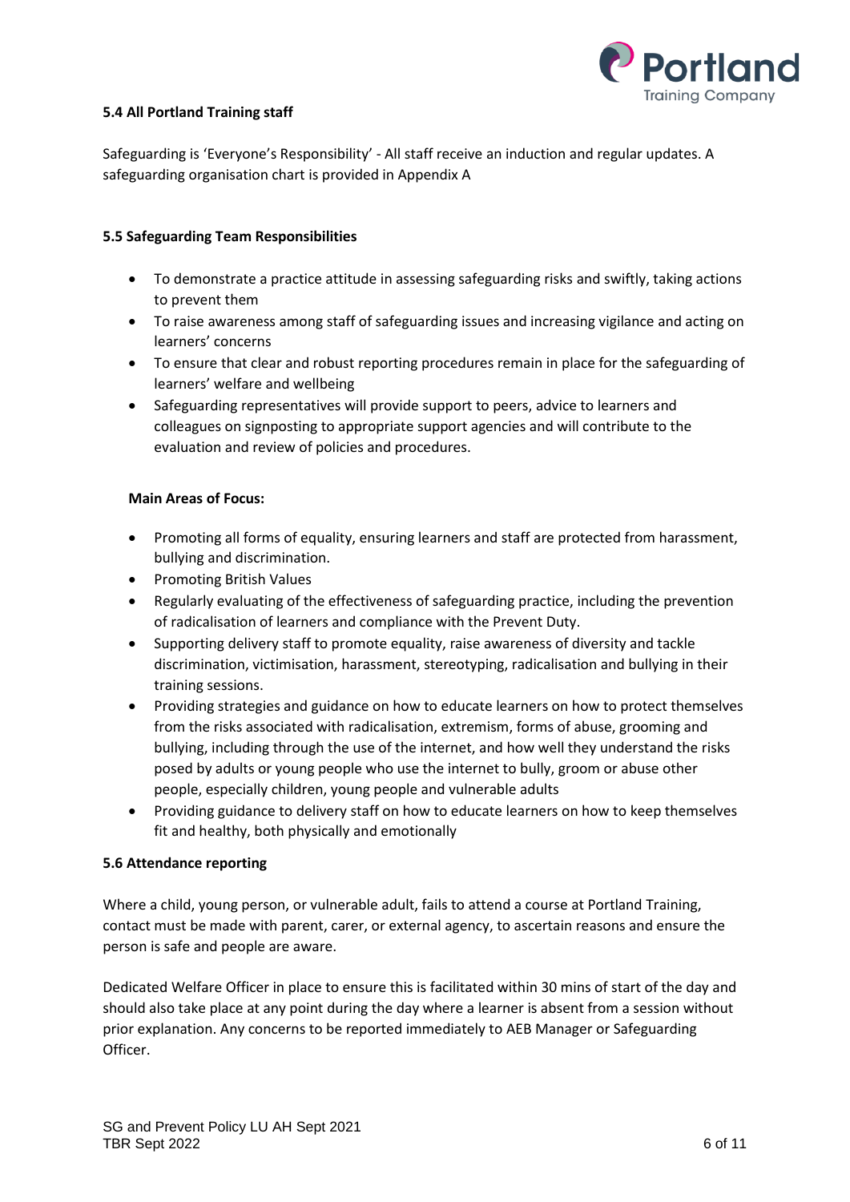**5.4 All Portland Training staff**

Safeguarding is 'Everyone's Responsibility' - All staff receive an induction and regular updates. A safeguarding organisation chart is provided in Appendix A

**5.5 Safeguarding Team Responsibilities**

- To demonstrate a practice attitude in assessing safeguarding risks and swiftly, taking actions to prevent them
- To raise awareness among staff of safeguarding issues and increasing vigilance and acting on learners' concerns
- To ensure that clear and robust reporting procedures remain in place for the safeguarding of learners' welfare and wellbeing
- Safeguarding representatives will provide support to peers, advice to learners and colleagues on signposting to appropriate support agencies and will contribute to the evaluation and review of policies and procedures.

**Main Areas of Focus:**

- Promoting all forms of equality, ensuring learners and staff are protected from harassment, bullying and discrimination.
- Promoting British Values
- Regularly evaluating of the effectiveness of safeguarding practice, including the prevention of radicalisation of learners and compliance with the Prevent Duty.
- Supporting delivery staff to promote equality, raise awareness of diversity and tackle discrimination, victimisation, harassment, stereotyping, radicalisation and bullying in their training sessions.
- Providing strategies and guidance on how to educate learners on how to protect themselves from the risks associated with radicalisation, extremism, forms of abuse, grooming and bullying, including through the use of the internet, and how well they understand the risks posed by adults or young people who use the internet to bully, groom or abuse other people, especially children, young people and vulnerable adults
- Providing guidance to delivery staff on how to educate learners on how to keep themselves fit and healthy, both physically and emotionally

**5.6 Attendance reporting**

Where a child, young person, or vulnerable adult, fails to attend a course at Portland Training, contact must be made with parent, carer, or external agency, to ascertain reasons and ensure the person is safe and people are aware.

Dedicated Welfare Officer in place to ensure this is facilitated within 30 mins of start of the day and should also take place at any point during the day where a learner is absent from a session without prior explanation. Any concerns to be reported immediately to AEB Manager or Safeguarding Officer.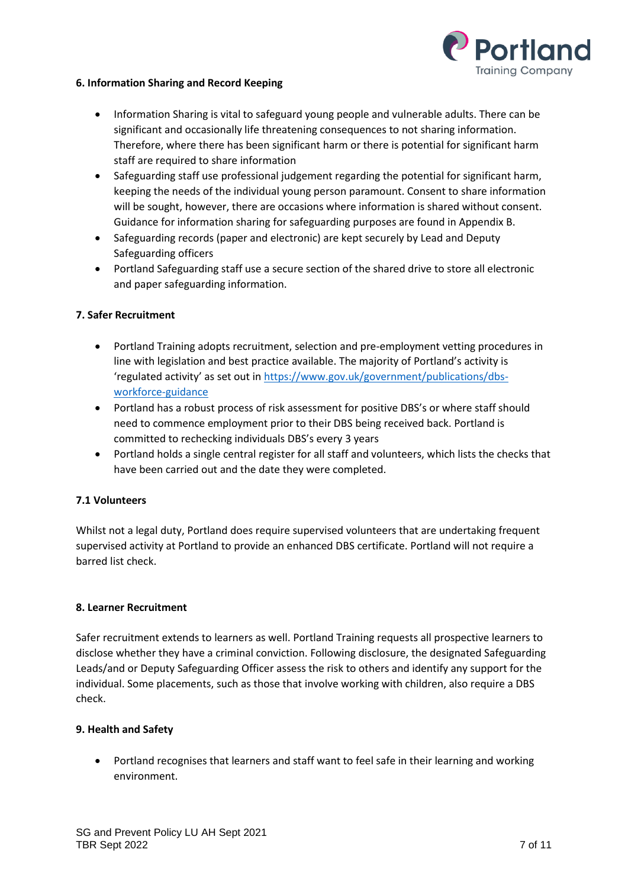### 6. Information Sharing and Record Keeping

- Information Sharing is vital to safeguard young people and vulnerable adults. There can be significant and occasionally life threatening consequences to not sharing information. Therefore, where there has been significant harm or there is potential for significant harm staff are required to share information
- Safeguarding staff use professional judgement regarding the potential for significant harm, keeping the needs of the individual young person paramount. Consent to share information will be sought, however, there are occasions where information is shared without consent. Guidance for information sharing for safeguarding purposes are found in Appendix B.
- Safeguarding records (paper and electronic) are kept securely by Lead and Deputy Safeguarding officers
- Portland Safeguarding staff use a secure section of the shared drive to store all electronic and paper safeguarding information.

### 7. Safer Recruitment

- Portland Training adopts recruitment, selection and pre-employment vetting procedures in line with legislation and best practice available. The majority of Portland's activity is 'regulated activity' as set out in [https://www.gov.uk/government/publications/dbs-workforce-guidance](https://www.gov.uk/government/publications/dbs-workforce-guidance)
- Portland has a robust process of risk assessment for positive DBS's or where staff should need to commence employment prior to their DBS being received back. Portland is committed to rechecking individuals DBS's every 3 years
- Portland holds a single central register for all staff and volunteers, which lists the checks that have been carried out and the date they were completed.

### 7.1 Volunteers

Whilst not a legal duty, Portland does require supervised volunteers that are undertaking frequent supervised activity at Portland to provide an enhanced DBS certificate. Portland will not require a barred list check.

### 8. Learner Recruitment

Safer recruitment extends to learners as well. Portland Training requests all prospective learners to disclose whether they have a criminal conviction. Following disclosure, the designated Safeguarding Leads/and or Deputy Safeguarding Officer assess the risk to others and identify any support for the individual. Some placements, such as those that involve working with children, also require a DBS check.

### 9. Health and Safety

- Portland recognises that learners and staff want to feel safe in their learning and working environment.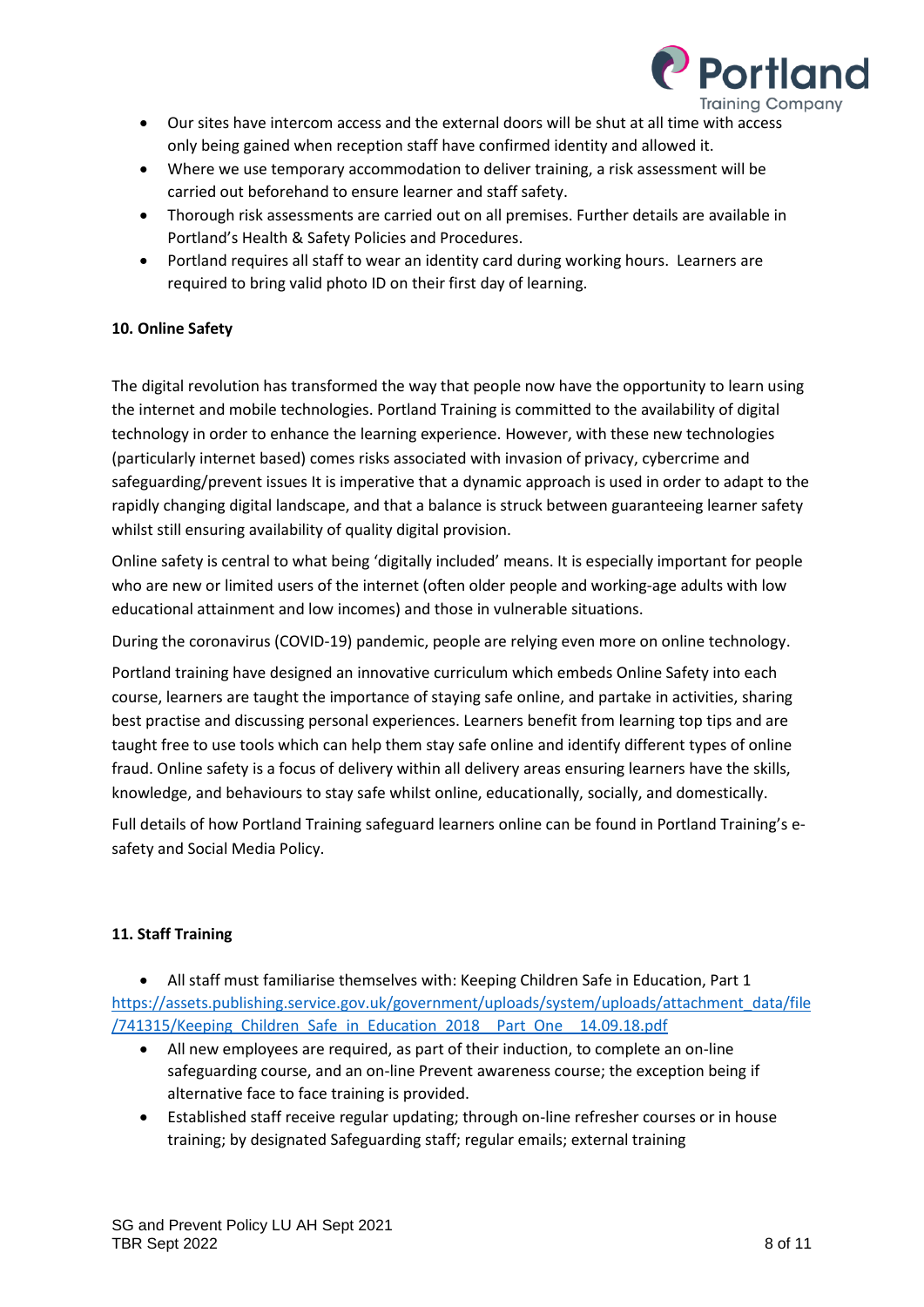- Our sites have intercom access and the external doors will be shut at all time with access only being gained when reception staff have confirmed identity and allowed it.
- Where we use temporary accommodation to deliver training, a risk assessment will be carried out beforehand to ensure learner and staff safety.
- Thorough risk assessments are carried out on all premises. Further details are available in Portland's Health & Safety Policies and Procedures.
- Portland requires all staff to wear an identity card during working hours. Learners are required to bring valid photo ID on their first day of learning.

**10. Online Safety**

The digital revolution has transformed the way that people now have the opportunity to learn using the internet and mobile technologies. Portland Training is committed to the availability of digital technology in order to enhance the learning experience. However, with these new technologies (particularly internet based) comes risks associated with invasion of privacy, cybercrime and safeguarding/prevent issues It is imperative that a dynamic approach is used in order to adapt to the rapidly changing digital landscape, and that a balance is struck between guaranteeing learner safety whilst still ensuring availability of quality digital provision.

Online safety is central to what being 'digitally included' means. It is especially important for people who are new or limited users of the internet (often older people and working-age adults with low educational attainment and low incomes) and those in vulnerable situations.

During the coronavirus (COVID-19) pandemic, people are relying even more on online technology.

Portland training have designed an innovative curriculum which embeds Online Safety into each course, learners are taught the importance of staying safe online, and partake in activities, sharing best practise and discussing personal experiences. Learners benefit from learning top tips and are taught free to use tools which can help them stay safe online and identify different types of online fraud. Online safety is a focus of delivery within all delivery areas ensuring learners have the skills, knowledge, and behaviours to stay safe whilst online, educationally, socially, and domestically.

Full details of how Portland Training safeguard learners online can be found in Portland Training's e-safety and Social Media Policy.

**11. Staff Training**

- All staff must familiarise themselves with: Keeping Children Safe in Education, Part 1 https://assets.publishing.service.gov.uk/government/uploads/system/uploads/attachment_data/file/741315/Keeping_Children_Safe_in_Education_2018__Part_One__14.09.18.pdf
- All new employees are required, as part of their induction, to complete an on-line safeguarding course, and an on-line Prevent awareness course; the exception being if alternative face to face training is provided.
- Established staff receive regular updating; through on-line refresher courses or in house training; by designated Safeguarding staff; regular emails; external training

SG and Prevent Policy LU AH Sept 2021
TBR Sept 2022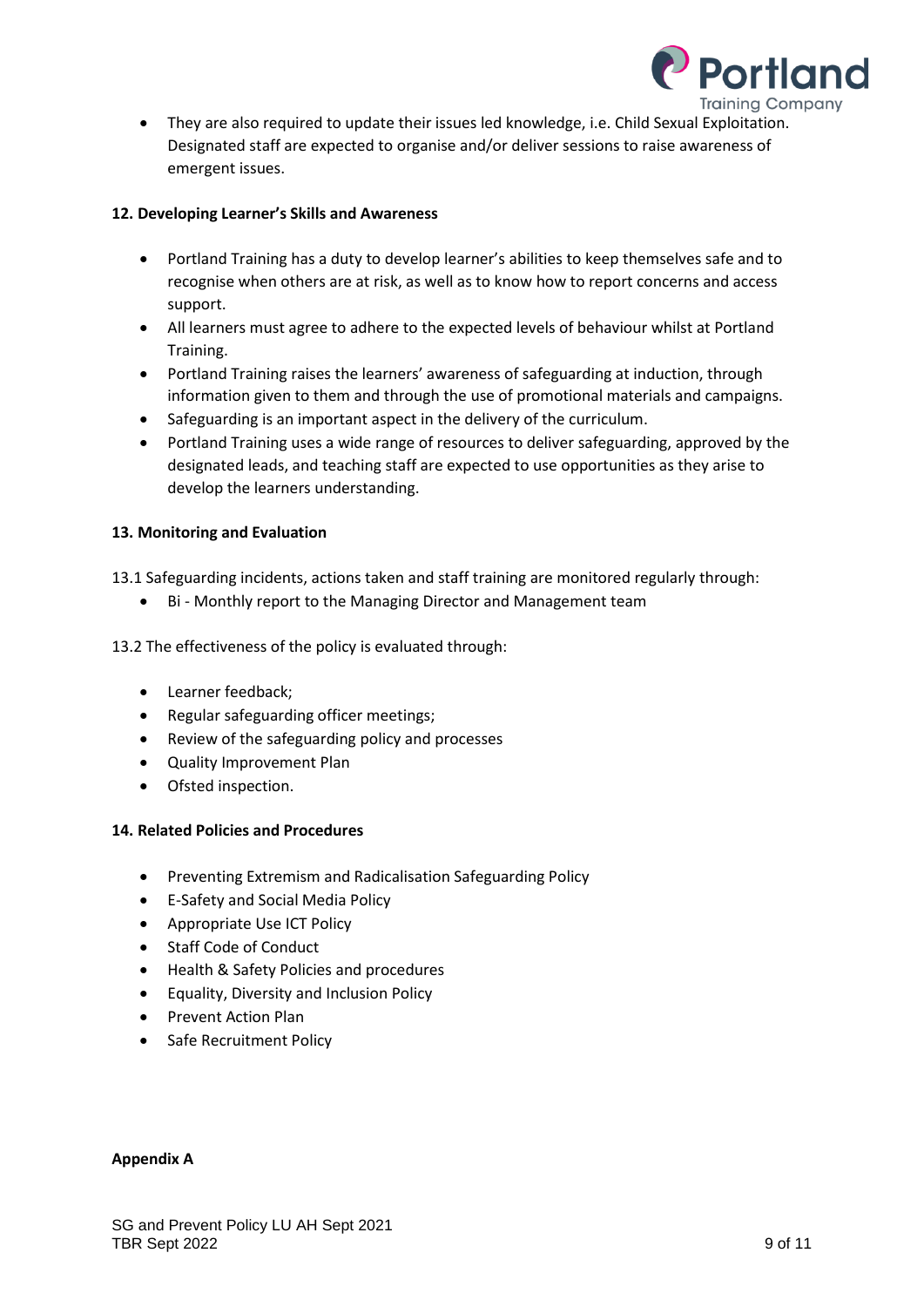- They are also required to update their issues led knowledge, i.e. Child Sexual Exploitation. Designated staff are expected to organise and/or deliver sessions to raise awareness of emergent issues.

**12. Developing Learner's Skills and Awareness**

- Portland Training has a duty to develop learner's abilities to keep themselves safe and to recognise when others are at risk, as well as to know how to report concerns and access support.
- All learners must agree to adhere to the expected levels of behaviour whilst at Portland Training.
- Portland Training raises the learners' awareness of safeguarding at induction, through information given to them and through the use of promotional materials and campaigns.
- Safeguarding is an important aspect in the delivery of the curriculum.
- Portland Training uses a wide range of resources to deliver safeguarding, approved by the designated leads, and teaching staff are expected to use opportunities as they arise to develop the learners understanding.

**13. Monitoring and Evaluation**

13.1 Safeguarding incidents, actions taken and staff training are monitored regularly through:

- Bi - Monthly report to the Managing Director and Management team

13.2 The effectiveness of the policy is evaluated through:

- Learner feedback;
- Regular safeguarding officer meetings;
- Review of the safeguarding policy and processes
- Quality Improvement Plan
- Ofsted inspection.

**14. Related Policies and Procedures**

- Preventing Extremism and Radicalisation Safeguarding Policy
- E-Safety and Social Media Policy
- Appropriate Use ICT Policy
- Staff Code of Conduct
- Health & Safety Policies and procedures
- Equality, Diversity and Inclusion Policy
- Prevent Action Plan
- Safe Recruitment Policy

**Appendix A**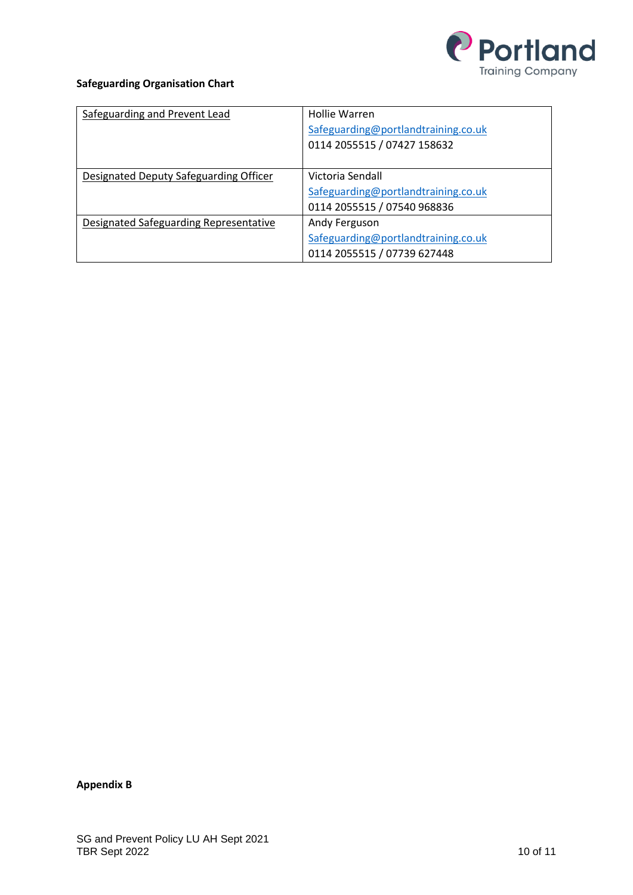**Safeguarding Organisation Chart**

| Role | Contact |
|---|---|
| Safeguarding and Prevent Lead | Hollie Warren<br>Safeguarding@portlandtraining.co.uk<br>0114 2055515 / 07427 158632 |
| Designated Deputy Safeguarding Officer | Victoria Sendall<br>Safeguarding@portlandtraining.co.uk<br>0114 2055515 / 07540 968836 |
| Designated Safeguarding Representative | Andy Ferguson<br>Safeguarding@portlandtraining.co.uk<br>0114 2055515 / 07739 627448 |

**Appendix B**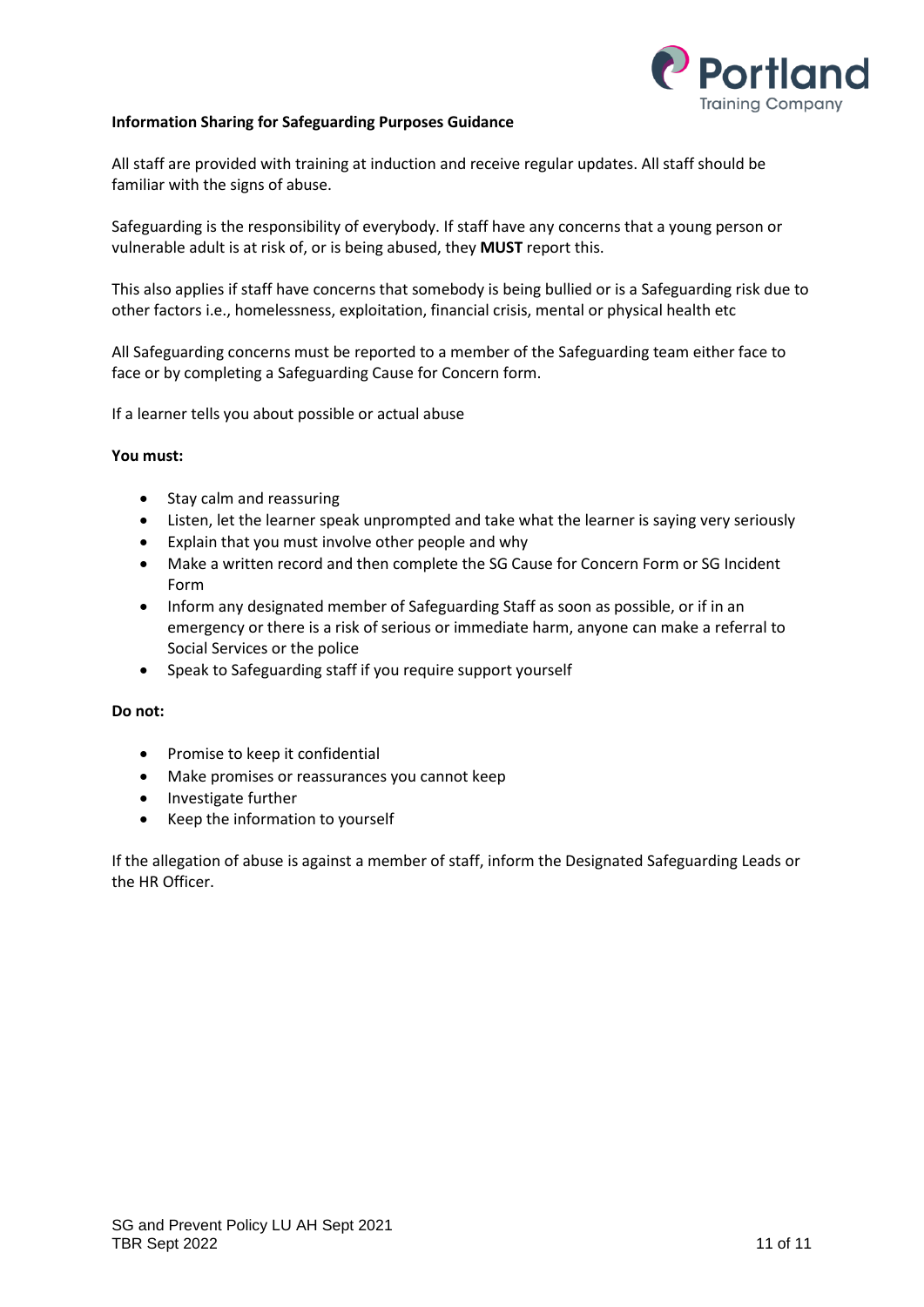**Information Sharing for Safeguarding Purposes Guidance**

All staff are provided with training at induction and receive regular updates. All staff should be familiar with the signs of abuse.

Safeguarding is the responsibility of everybody. If staff have any concerns that a young person or vulnerable adult is at risk of, or is being abused, they **MUST** report this.

This also applies if staff have concerns that somebody is being bullied or is a Safeguarding risk due to other factors i.e., homelessness, exploitation, financial crisis, mental or physical health etc

All Safeguarding concerns must be reported to a member of the Safeguarding team either face to face or by completing a Safeguarding Cause for Concern form.

If a learner tells you about possible or actual abuse

**You must:**

- Stay calm and reassuring
- Listen, let the learner speak unprompted and take what the learner is saying very seriously
- Explain that you must involve other people and why
- Make a written record and then complete the SG Cause for Concern Form or SG Incident Form
- Inform any designated member of Safeguarding Staff as soon as possible, or if in an emergency or there is a risk of serious or immediate harm, anyone can make a referral to Social Services or the police
- Speak to Safeguarding staff if you require support yourself

**Do not:**

- Promise to keep it confidential
- Make promises or reassurances you cannot keep
- Investigate further
- Keep the information to yourself

If the allegation of abuse is against a member of staff, inform the Designated Safeguarding Leads or the HR Officer.